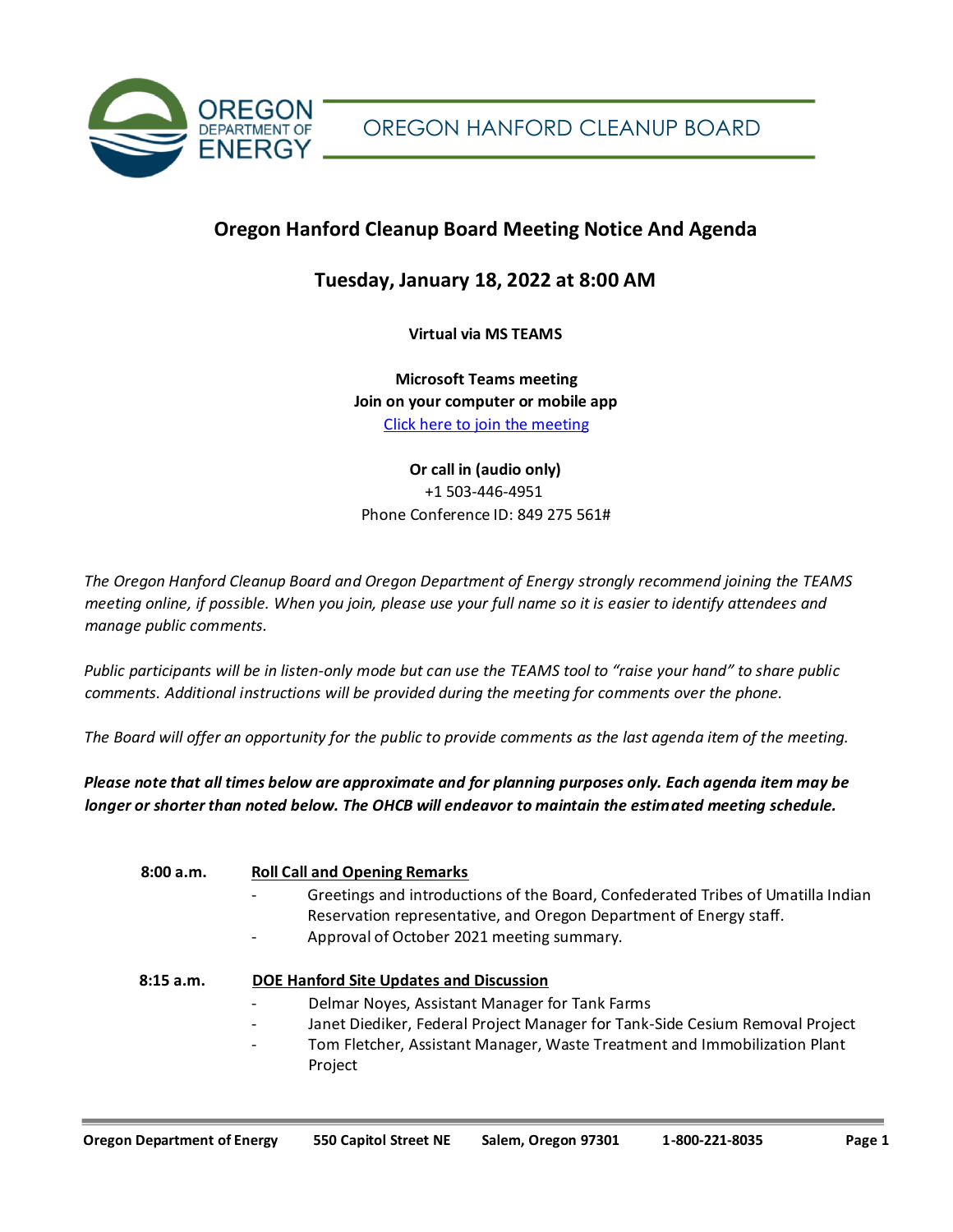OREGON HANFORD CLEANUP BOARD

# Oregon Hanford Cleanup Board Meeting Notice And Agenda

## Tuesday, January 18, 2022 at 8:00 AM

**Virtual via MS TEAMS**

**Microsoft Teams meeting**
**Join on your computer or mobile app**
Click here to join the meeting

**Or call in (audio only)**
+1 503-446-4951
Phone Conference ID: 849 275 561#

*The Oregon Hanford Cleanup Board and Oregon Department of Energy strongly recommend joining the TEAMS meeting online, if possible. When you join, please use your full name so it is easier to identify attendees and manage public comments.*

*Public participants will be in listen-only mode but can use the TEAMS tool to "raise your hand" to share public comments. Additional instructions will be provided during the meeting for comments over the phone.*

*The Board will offer an opportunity for the public to provide comments as the last agenda item of the meeting.*

***Please note that all times below are approximate and for planning purposes only. Each agenda item may be longer or shorter than noted below. The OHCB will endeavor to maintain the estimated meeting schedule.***

**8:00 a.m.** **Roll Call and Opening Remarks**

- Greetings and introductions of the Board, Confederated Tribes of Umatilla Indian Reservation representative, and Oregon Department of Energy staff.
- Approval of October 2021 meeting summary.

**8:15 a.m.** **DOE Hanford Site Updates and Discussion**

- Delmar Noyes, Assistant Manager for Tank Farms
- Janet Diediker, Federal Project Manager for Tank-Side Cesium Removal Project
- Tom Fletcher, Assistant Manager, Waste Treatment and Immobilization Plant Project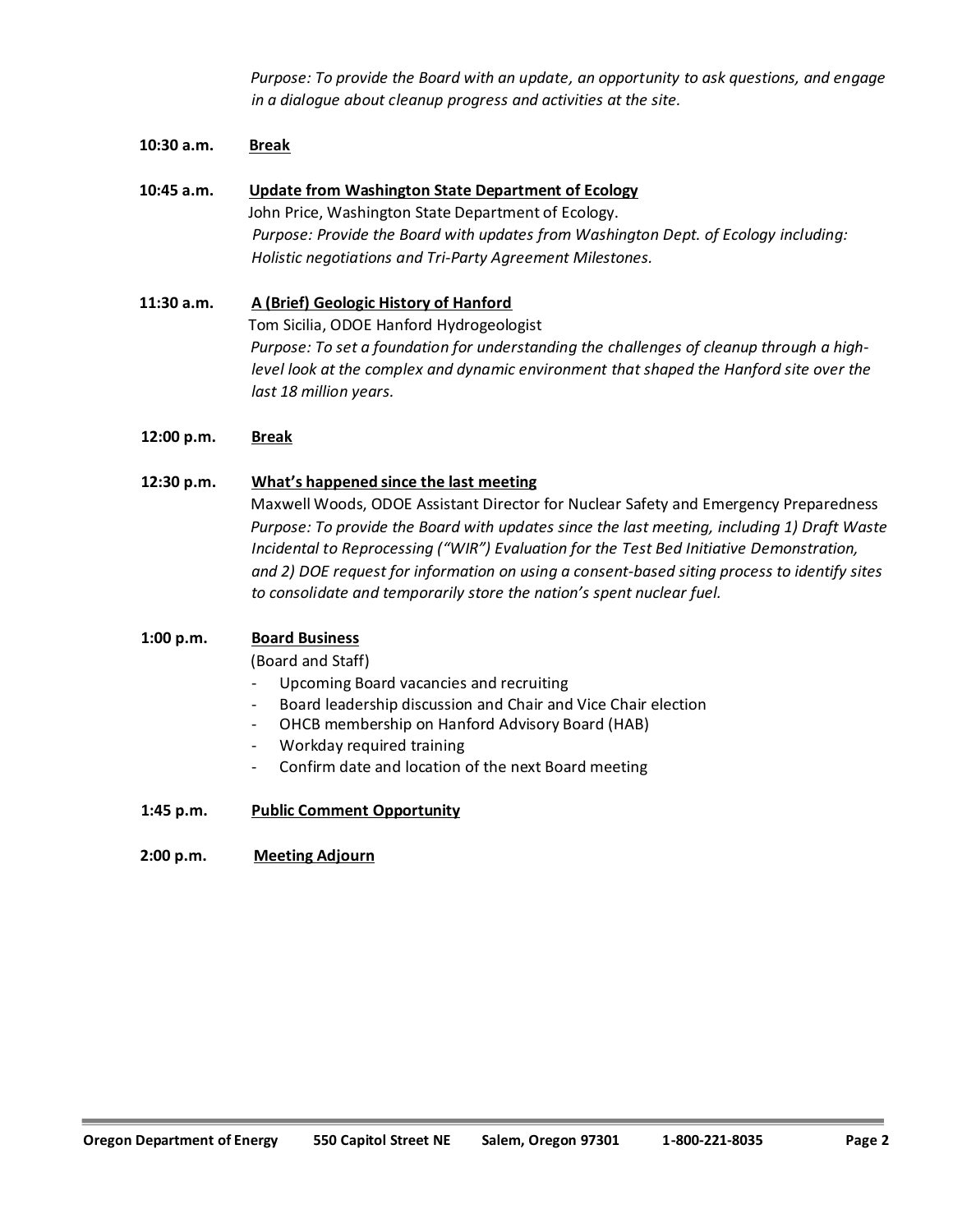*Purpose: To provide the Board with an update, an opportunity to ask questions, and engage in a dialogue about cleanup progress and activities at the site.*

**10:30 a.m.** **<u>Break</u>**

**10:45 a.m.** **<u>Update from Washington State Department of Ecology</u>**

John Price, Washington State Department of Ecology.

*Purpose: Provide the Board with updates from Washington Dept. of Ecology including: Holistic negotiations and Tri-Party Agreement Milestones.*

**11:30 a.m.** **<u>A (Brief) Geologic History of Hanford</u>**

Tom Sicilia, ODOE Hanford Hydrogeologist

*Purpose: To set a foundation for understanding the challenges of cleanup through a high-level look at the complex and dynamic environment that shaped the Hanford site over the last 18 million years.*

**12:00 p.m.** **<u>Break</u>**

**12:30 p.m.** **<u>What's happened since the last meeting</u>**

Maxwell Woods, ODOE Assistant Director for Nuclear Safety and Emergency Preparedness

*Purpose: To provide the Board with updates since the last meeting, including 1) Draft Waste Incidental to Reprocessing ("WIR") Evaluation for the Test Bed Initiative Demonstration, and 2) DOE request for information on using a consent-based siting process to identify sites to consolidate and temporarily store the nation's spent nuclear fuel.*

**1:00 p.m.** **<u>Board Business</u>**

(Board and Staff)

- Upcoming Board vacancies and recruiting
- Board leadership discussion and Chair and Vice Chair election
- OHCB membership on Hanford Advisory Board (HAB)
- Workday required training
- Confirm date and location of the next Board meeting

**1:45 p.m.** **<u>Public Comment Opportunity</u>**

**2:00 p.m.** **<u>Meeting Adjourn</u>**